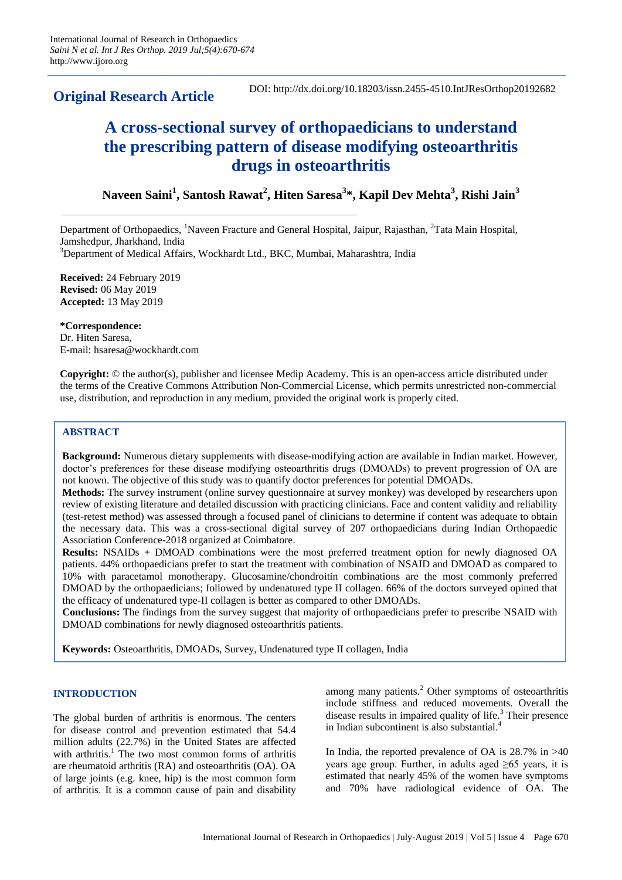**Original Research Article**

DOI: http://dx.doi.org/10.18203/issn.2455-4510.IntJResOrthop20192682

# A cross-sectional survey of orthopaedicians to understand the prescribing pattern of disease modifying osteoarthritis drugs in osteoarthritis

**Naveen Saini[1], Santosh Rawat[2], Hiten Saresa[3]*, Kapil Dev Mehta[3], Rishi Jain[3]**

Department of Orthopaedics, [1]Naveen Fracture and General Hospital, Jaipur, Rajasthan, [2]Tata Main Hospital, Jamshedpur, Jharkhand, India

[3]Department of Medical Affairs, Wockhardt Ltd., BKC, Mumbai, Maharashtra, India

**Received:** 24 February 2019
**Revised:** 06 May 2019
**Accepted:** 13 May 2019

**\*Correspondence:**
Dr. Hiten Saresa,
E-mail: hsaresa@wockhardt.com

**Copyright:** © the author(s), publisher and licensee Medip Academy. This is an open-access article distributed under the terms of the Creative Commons Attribution Non-Commercial License, which permits unrestricted non-commercial use, distribution, and reproduction in any medium, provided the original work is properly cited.

## ABSTRACT

**Background:** Numerous dietary supplements with disease-modifying action are available in Indian market. However, doctor's preferences for these disease modifying osteoarthritis drugs (DMOADs) to prevent progression of OA are not known. The objective of this study was to quantify doctor preferences for potential DMOADs.

**Methods:** The survey instrument (online survey questionnaire at survey monkey) was developed by researchers upon review of existing literature and detailed discussion with practicing clinicians. Face and content validity and reliability (test-retest method) was assessed through a focused panel of clinicians to determine if content was adequate to obtain the necessary data. This was a cross-sectional digital survey of 207 orthopaedicians during Indian Orthopaedic Association Conference-2018 organized at Coimbatore.

**Results:** NSAIDs + DMOAD combinations were the most preferred treatment option for newly diagnosed OA patients. 44% orthopaedicians prefer to start the treatment with combination of NSAID and DMOAD as compared to 10% with paracetamol monotherapy. Glucosamine/chondroitin combinations are the most commonly preferred DMOAD by the orthopaedicians; followed by undenatured type II collagen. 66% of the doctors surveyed opined that the efficacy of undenatured type-II collagen is better as compared to other DMOADs.

**Conclusions:** The findings from the survey suggest that majority of orthopaedicians prefer to prescribe NSAID with DMOAD combinations for newly diagnosed osteoarthritis patients.

**Keywords:** Osteoarthritis, DMOADs, Survey, Undenatured type II collagen, India

## INTRODUCTION

The global burden of arthritis is enormous. The centers for disease control and prevention estimated that 54.4 million adults (22.7%) in the United States are affected with arthritis.[1] The two most common forms of arthritis are rheumatoid arthritis (RA) and osteoarthritis (OA). OA of large joints (e.g. knee, hip) is the most common form of arthritis. It is a common cause of pain and disability among many patients.[2] Other symptoms of osteoarthritis include stiffness and reduced movements. Overall the disease results in impaired quality of life.[3] Their presence in Indian subcontinent is also substantial.[4]

In India, the reported prevalence of OA is 28.7% in >40 years age group. Further, in adults aged ≥65 years, it is estimated that nearly 45% of the women have symptoms and 70% have radiological evidence of OA. The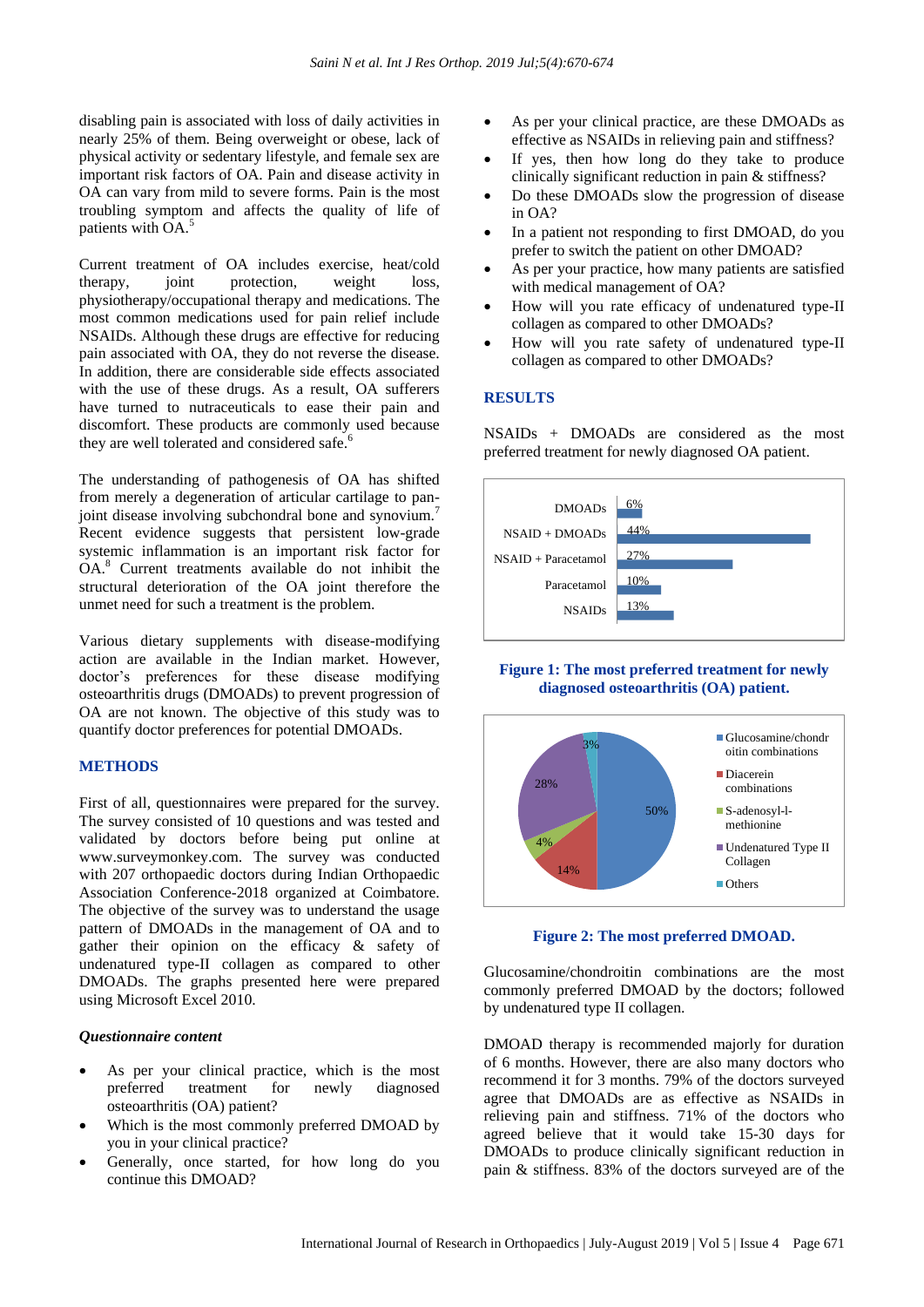disabling pain is associated with loss of daily activities in nearly 25% of them. Being overweight or obese, lack of physical activity or sedentary lifestyle, and female sex are important risk factors of OA. Pain and disease activity in OA can vary from mild to severe forms. Pain is the most troubling symptom and affects the quality of life of patients with OA.[5]

Current treatment of OA includes exercise, heat/cold therapy, joint protection, weight loss, physiotherapy/occupational therapy and medications. The most common medications used for pain relief include NSAIDs. Although these drugs are effective for reducing pain associated with OA, they do not reverse the disease. In addition, there are considerable side effects associated with the use of these drugs. As a result, OA sufferers have turned to nutraceuticals to ease their pain and discomfort. These products are commonly used because they are well tolerated and considered safe.[6]

The understanding of pathogenesis of OA has shifted from merely a degeneration of articular cartilage to pan-joint disease involving subchondral bone and synovium.[7] Recent evidence suggests that persistent low-grade systemic inflammation is an important risk factor for OA.[8] Current treatments available do not inhibit the structural deterioration of the OA joint therefore the unmet need for such a treatment is the problem.

Various dietary supplements with disease-modifying action are available in the Indian market. However, doctor's preferences for these disease modifying osteoarthritis drugs (DMOADs) to prevent progression of OA are not known. The objective of this study was to quantify doctor preferences for potential DMOADs.

## METHODS

First of all, questionnaires were prepared for the survey. The survey consisted of 10 questions and was tested and validated by doctors before being put online at www.surveymonkey.com. The survey was conducted with 207 orthopaedic doctors during Indian Orthopaedic Association Conference-2018 organized at Coimbatore. The objective of the survey was to understand the usage pattern of DMOADs in the management of OA and to gather their opinion on the efficacy & safety of undenatured type-II collagen as compared to other DMOADs. The graphs presented here were prepared using Microsoft Excel 2010.

### *Questionnaire content*

- As per your clinical practice, which is the most preferred treatment for newly diagnosed osteoarthritis (OA) patient?
- Which is the most commonly preferred DMOAD by you in your clinical practice?
- Generally, once started, for how long do you continue this DMOAD?
- As per your clinical practice, are these DMOADs as effective as NSAIDs in relieving pain and stiffness?
- If yes, then how long do they take to produce clinically significant reduction in pain & stiffness?
- Do these DMOADs slow the progression of disease in OA?
- In a patient not responding to first DMOAD, do you prefer to switch the patient on other DMOAD?
- As per your practice, how many patients are satisfied with medical management of OA?
- How will you rate efficacy of undenatured type-II collagen as compared to other DMOADs?
- How will you rate safety of undenatured type-II collagen as compared to other DMOADs?

## RESULTS

NSAIDs + DMOADs are considered as the most preferred treatment for newly diagnosed OA patient.

| Treatment | % |
|---|---|
| DMOADs | 6% |
| NSAID + DMOADs | 44% |
| NSAID + Paracetamol | 27% |
| Paracetamol | 10% |
| NSAIDs | 13% |

**Figure 1: The most preferred treatment for newly diagnosed osteoarthritis (OA) patient.**

| DMOAD | % |
|---|---|
| Glucosamine/chondroitin combinations | 50% |
| Diacerein combinations | 14% |
| S-adenosyl-l-methionine | 4% |
| Undenatured Type II Collagen | 28% |
| Others | 3% |

**Figure 2: The most preferred DMOAD.**

Glucosamine/chondroitin combinations are the most commonly preferred DMOAD by the doctors; followed by undenatured type II collagen.

DMOAD therapy is recommended majorly for duration of 6 months. However, there are also many doctors who recommend it for 3 months. 79% of the doctors surveyed agree that DMOADs are as effective as NSAIDs in relieving pain and stiffness. 71% of the doctors who agreed believe that it would take 15-30 days for DMOADs to produce clinically significant reduction in pain & stiffness. 83% of the doctors surveyed are of the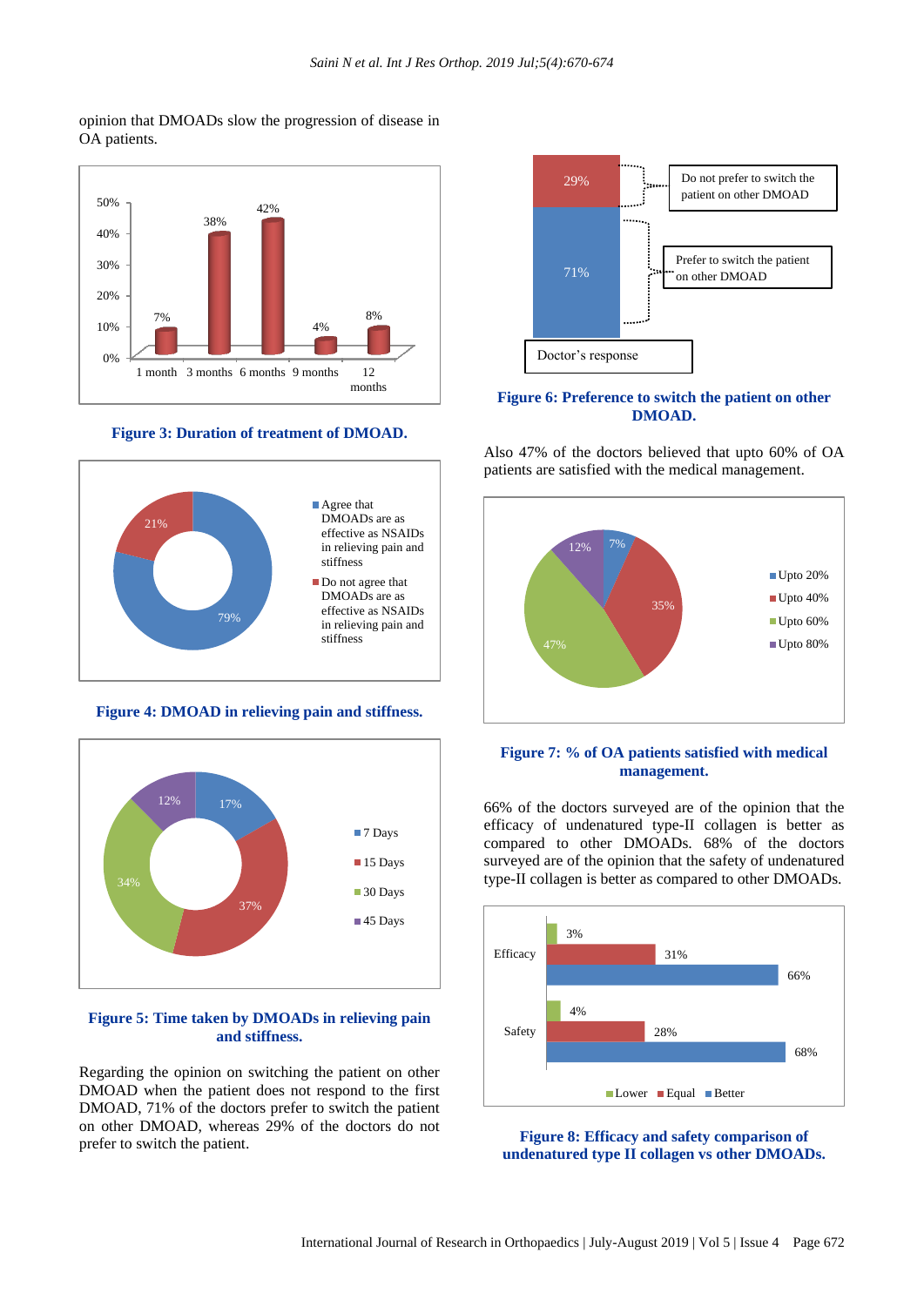opinion that DMOADs slow the progression of disease in OA patients.

**Figure 3: Duration of treatment of DMOAD.**

**Figure 4: DMOAD in relieving pain and stiffness.**

**Figure 5: Time taken by DMOADs in relieving pain and stiffness.**

Regarding the opinion on switching the patient on other DMOAD when the patient does not respond to the first DMOAD, 71% of the doctors prefer to switch the patient on other DMOAD, whereas 29% of the doctors do not prefer to switch the patient.

**Figure 6: Preference to switch the patient on other DMOAD.**

Also 47% of the doctors believed that upto 60% of OA patients are satisfied with the medical management.

**Figure 7: % of OA patients satisfied with medical management.**

66% of the doctors surveyed are of the opinion that the efficacy of undenatured type-II collagen is better as compared to other DMOADs. 68% of the doctors surveyed are of the opinion that the safety of undenatured type-II collagen is better as compared to other DMOADs.

**Figure 8: Efficacy and safety comparison of undenatured type II collagen vs other DMOADs.**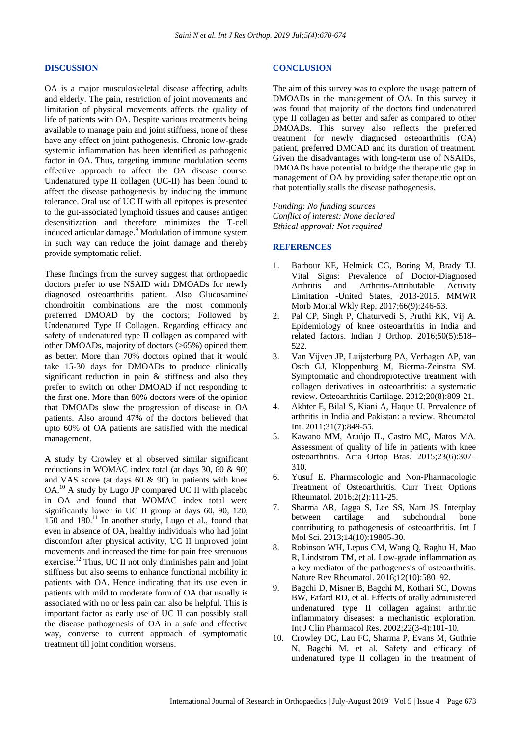## DISCUSSION

OA is a major musculoskeletal disease affecting adults and elderly. The pain, restriction of joint movements and limitation of physical movements affects the quality of life of patients with OA. Despite various treatments being available to manage pain and joint stiffness, none of these have any effect on joint pathogenesis. Chronic low-grade systemic inflammation has been identified as pathogenic factor in OA. Thus, targeting immune modulation seems effective approach to affect the OA disease course. Undenatured type II collagen (UC-II) has been found to affect the disease pathogenesis by inducing the immune tolerance. Oral use of UC II with all epitopes is presented to the gut-associated lymphoid tissues and causes antigen desensitization and therefore minimizes the T-cell induced articular damage.[9] Modulation of immune system in such way can reduce the joint damage and thereby provide symptomatic relief.

These findings from the survey suggest that orthopaedic doctors prefer to use NSAID with DMOADs for newly diagnosed osteoarthritis patient. Also Glucosamine/ chondroitin combinations are the most commonly preferred DMOAD by the doctors; Followed by Undenatured Type II Collagen. Regarding efficacy and safety of undenatured type II collagen as compared with other DMOADs, majority of doctors (>65%) opined them as better. More than 70% doctors opined that it would take 15-30 days for DMOADs to produce clinically significant reduction in pain & stiffness and also they prefer to switch on other DMOAD if not responding to the first one. More than 80% doctors were of the opinion that DMOADs slow the progression of disease in OA patients. Also around 47% of the doctors believed that upto 60% of OA patients are satisfied with the medical management.

A study by Crowley et al observed similar significant reductions in WOMAC index total (at days 30, 60 & 90) and VAS score (at days 60 & 90) in patients with knee OA.[10] A study by Lugo JP compared UC II with placebo in OA and found that WOMAC index total were significantly lower in UC II group at days 60, 90, 120, 150 and 180.[11] In another study, Lugo et al., found that even in absence of OA, healthy individuals who had joint discomfort after physical activity, UC II improved joint movements and increased the time for pain free strenuous exercise.[12] Thus, UC II not only diminishes pain and joint stiffness but also seems to enhance functional mobility in patients with OA. Hence indicating that its use even in patients with mild to moderate form of OA that usually is associated with no or less pain can also be helpful. This is important factor as early use of UC II can possibly stall the disease pathogenesis of OA in a safe and effective way, converse to current approach of symptomatic treatment till joint condition worsens.

## CONCLUSION

The aim of this survey was to explore the usage pattern of DMOADs in the management of OA. In this survey it was found that majority of the doctors find undenatured type II collagen as better and safer as compared to other DMOADs. This survey also reflects the preferred treatment for newly diagnosed osteoarthritis (OA) patient, preferred DMOAD and its duration of treatment. Given the disadvantages with long-term use of NSAIDs, DMOADs have potential to bridge the therapeutic gap in management of OA by providing safer therapeutic option that potentially stalls the disease pathogenesis.

*Funding: No funding sources*
*Conflict of interest: None declared*
*Ethical approval: Not required*

## REFERENCES

1. Barbour KE, Helmick CG, Boring M, Brady TJ. Vital Signs: Prevalence of Doctor-Diagnosed Arthritis and Arthritis-Attributable Activity Limitation -United States, 2013-2015. MMWR Morb Mortal Wkly Rep. 2017;66(9):246-53.
2. Pal CP, Singh P, Chaturvedi S, Pruthi KK, Vij A. Epidemiology of knee osteoarthritis in India and related factors. Indian J Orthop. 2016;50(5):518–522.
3. Van Vijven JP, Luijsterburg PA, Verhagen AP, van Osch GJ, Kloppenburg M, Bierma-Zeinstra SM. Symptomatic and chondroprotective treatment with collagen derivatives in osteoarthritis: a systematic review. Osteoarthritis Cartilage. 2012;20(8):809-21.
4. Akhter E, Bilal S, Kiani A, Haque U. Prevalence of arthritis in India and Pakistan: a review. Rheumatol Int. 2011;31(7):849-55.
5. Kawano MM, Araújo IL, Castro MC, Matos MA. Assessment of quality of life in patients with knee osteoarthritis. Acta Ortop Bras. 2015;23(6):307–310.
6. Yusuf E. Pharmacologic and Non-Pharmacologic Treatment of Osteoarthritis. Curr Treat Options Rheumatol. 2016;2(2):111-25.
7. Sharma AR, Jagga S, Lee SS, Nam JS. Interplay between cartilage and subchondral bone contributing to pathogenesis of osteoarthritis. Int J Mol Sci. 2013;14(10):19805-30.
8. Robinson WH, Lepus CM, Wang Q, Raghu H, Mao R, Lindstrom TM, et al. Low-grade inflammation as a key mediator of the pathogenesis of osteoarthritis. Nature Rev Rheumatol. 2016;12(10):580–92.
9. Bagchi D, Misner B, Bagchi M, Kothari SC, Downs BW, Fafard RD, et al. Effects of orally administered undenatured type II collagen against arthritic inflammatory diseases: a mechanistic exploration. Int J Clin Pharmacol Res. 2002;22(3-4):101-10.
10. Crowley DC, Lau FC, Sharma P, Evans M, Guthrie N, Bagchi M, et al. Safety and efficacy of undenatured type II collagen in the treatment of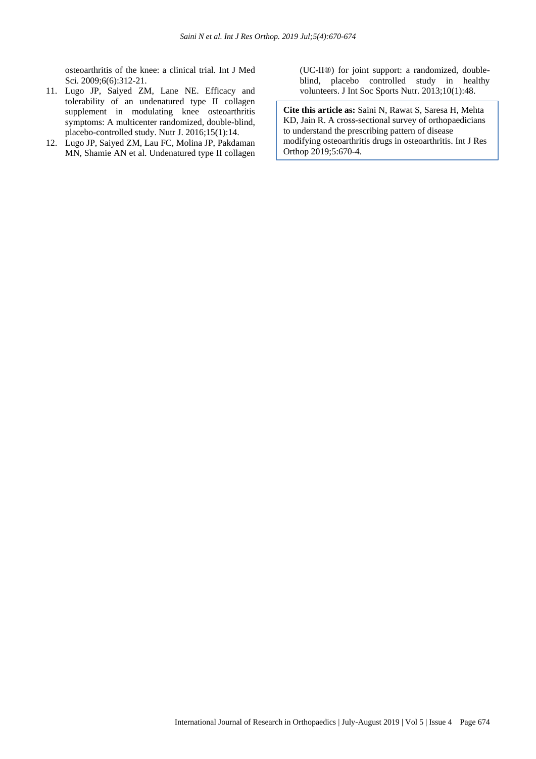osteoarthritis of the knee: a clinical trial. Int J Med Sci. 2009;6(6):312-21.

11. Lugo JP, Saiyed ZM, Lane NE. Efficacy and tolerability of an undenatured type II collagen supplement in modulating knee osteoarthritis symptoms: A multicenter randomized, double-blind, placebo-controlled study. Nutr J. 2016;15(1):14.
12. Lugo JP, Saiyed ZM, Lau FC, Molina JP, Pakdaman MN, Shamie AN et al. Undenatured type II collagen (UC-II®) for joint support: a randomized, double-blind, placebo controlled study in healthy volunteers. J Int Soc Sports Nutr. 2013;10(1):48.

**Cite this article as:** Saini N, Rawat S, Saresa H, Mehta KD, Jain R. A cross-sectional survey of orthopaedicians to understand the prescribing pattern of disease modifying osteoarthritis drugs in osteoarthritis. Int J Res Orthop 2019;5:670-4.